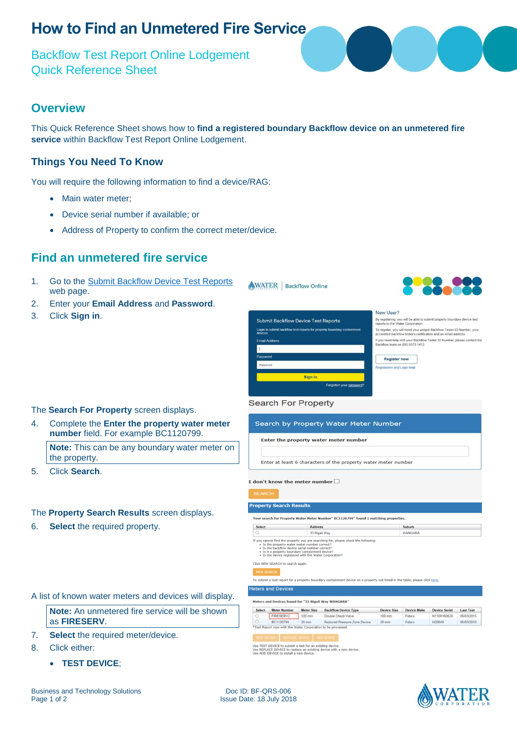# How to Find an Unmetered Fire Service

Backflow Test Report Online Lodgement
Quick Reference Sheet

## Overview

This Quick Reference Sheet shows how to **find a registered boundary Backflow device on an unmetered fire service** within Backflow Test Report Online Lodgement.

### Things You Need To Know

You will require the following information to find a device/RAG:

- Main water meter;
- Device serial number if available; or
- Address of Property to confirm the correct meter/device.

## Find an unmetered fire service

1. Go to the Submit Backflow Device Test Reports web page.
2. Enter your **Email Address** and **Password**.
3. Click **Sign in**.

The **Search For Property** screen displays.

4. Complete the **Enter the property water meter number** field. For example BC1120799.

   **Note:** This can be any boundary water meter on the property.

5. Click **Search**.

The **Property Search Results** screen displays.

6. **Select** the required property.

A list of known water meters and devices will display.

**Note:** An unmetered fire service will be shown as **FIRESERV**.

7. **Select** the required meter/device.
8. Click either:
   - **TEST DEVICE**;

Business and Technology Solutions
Doc ID: BF-QRS-006
Issue Date: 18 July 2018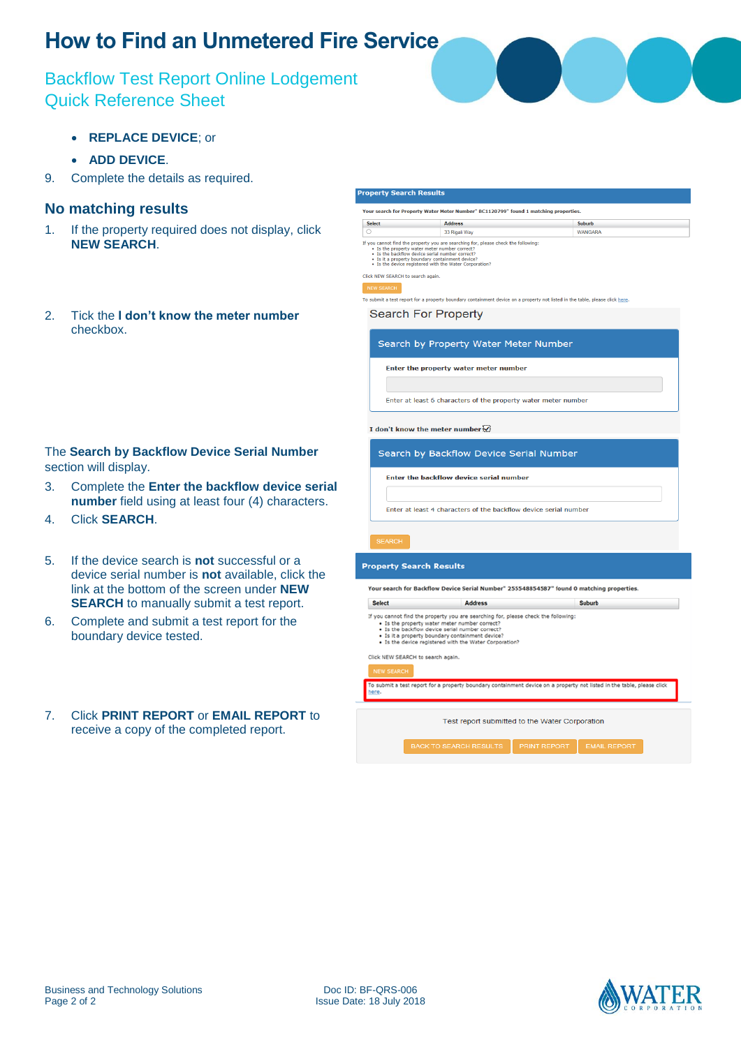# How to Find an Unmetered Fire Service

Backflow Test Report Online Lodgement
Quick Reference Sheet

- **REPLACE DEVICE**; or
- **ADD DEVICE**.

9. Complete the details as required.

## No matching results

1. If the property required does not display, click **NEW SEARCH**.
2. Tick the **I don't know the meter number** checkbox.

The **Search by Backflow Device Serial Number** section will display.

3. Complete the **Enter the backflow device serial number** field using at least four (4) characters.
4. Click **SEARCH**.
5. If the device search is **not** successful or a device serial number is **not** available, click the link at the bottom of the screen under **NEW SEARCH** to manually submit a test report.
6. Complete and submit a test report for the boundary device tested.
7. Click **PRINT REPORT** or **EMAIL REPORT** to receive a copy of the completed report.

Business and Technology Solutions

Doc ID: BF-QRS-006
Issue Date: 18 July 2018